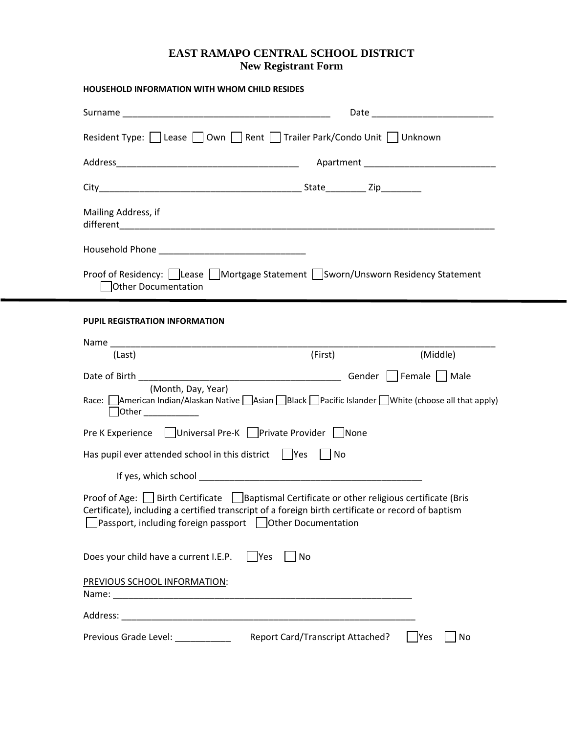# EAST RAMAPO CENTRAL SCHOOL DISTRICT
## New Registrant Form

**HOUSEHOLD INFORMATION WITH WHOM CHILD RESIDES**

Surname ________________________________________ Date ________________________

Resident Type: ☐ Lease ☐ Own ☐ Rent ☐ Trailer Park/Condo Unit ☐ Unknown

Address___________________________________ Apartment _________________________

City_______________________________________ State________ Zip________

Mailing Address, if different_________________________________________________________________________

Household Phone ____________________________

Proof of Residency: ☐ Lease ☐ Mortgage Statement ☐ Sworn/Unsworn Residency Statement ☐ Other Documentation

---

**PUPIL REGISTRATION INFORMATION**

Name ___________________________________________________________________________
(Last) (First) (Middle)

Date of Birth _______________________________________ Gender ☐ Female ☐ Male
(Month, Day, Year)

Race: ☐ American Indian/Alaskan Native ☐ Asian ☐ Black ☐ Pacific Islander ☐ White (choose all that apply) ☐ Other ___________

Pre K Experience ☐ Universal Pre-K ☐ Private Provider ☐ None

Has pupil ever attended school in this district ☐ Yes ☐ No

If yes, which school ____________________________________________

Proof of Age: ☐ Birth Certificate ☐ Baptismal Certificate or other religious certificate (Bris Certificate), including a certified transcript of a foreign birth certificate or record of baptism ☐ Passport, including foreign passport ☐ Other Documentation

Does your child have a current I.E.P. ☐ Yes ☐ No

PREVIOUS SCHOOL INFORMATION:
Name: ____________________________________________________________

Address: ___________________________________________________________

Previous Grade Level: ___________ Report Card/Transcript Attached? ☐ Yes ☐ No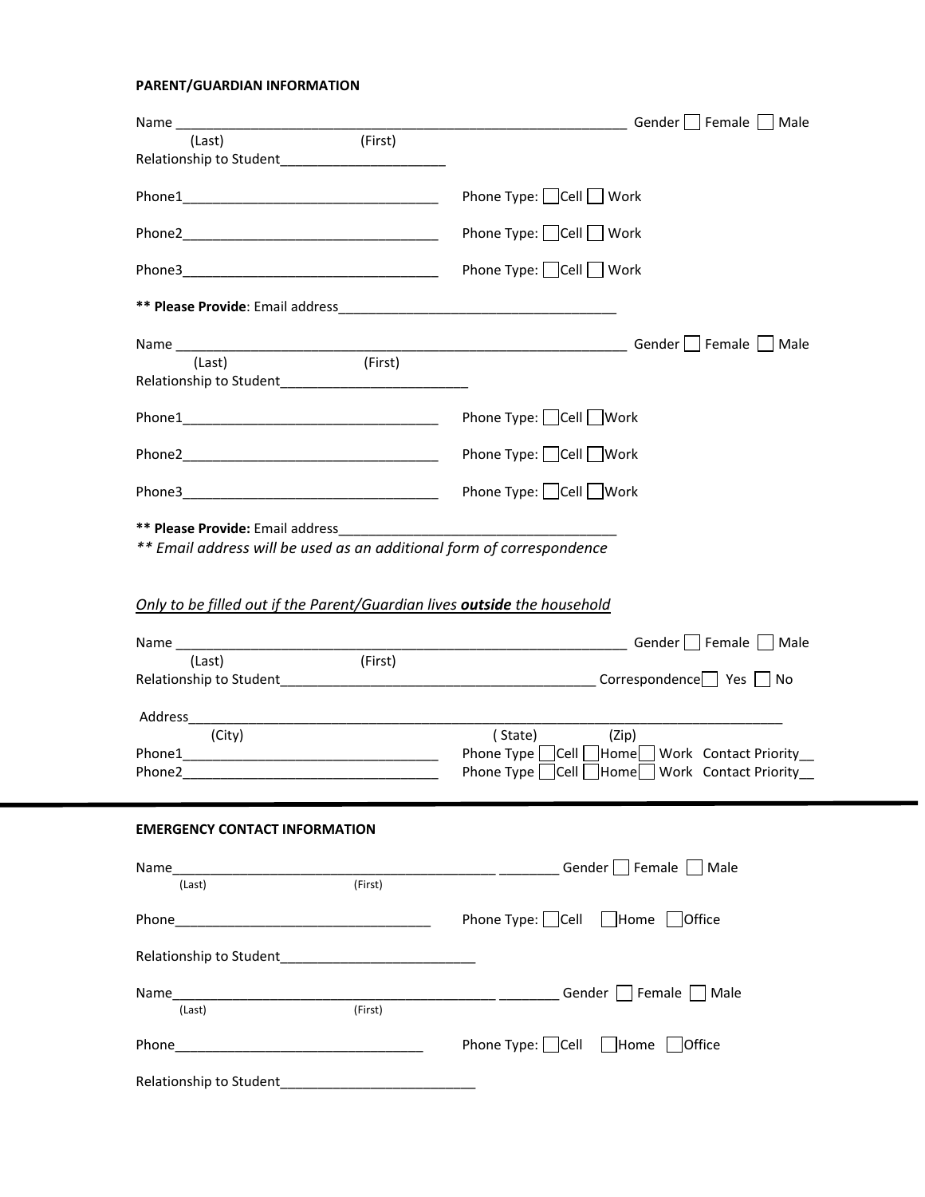**PARENT/GUARDIAN INFORMATION**

Name ______________________________________________________________ Gender ☐ Female ☐ Male
(Last) (First)
Relationship to Student______________________

Phone1__________________________________ Phone Type: ☐Cell ☐ Work

Phone2__________________________________ Phone Type: ☐Cell ☐ Work

Phone3__________________________________ Phone Type: ☐Cell ☐ Work

**** Please Provide**: Email address_____________________________________

Name ______________________________________________________________ Gender ☐ Female ☐ Male
(Last) (First)
Relationship to Student_________________________

Phone1__________________________________ Phone Type: ☐Cell ☐Work

Phone2__________________________________ Phone Type: ☐Cell ☐Work

Phone3__________________________________ Phone Type: ☐Cell ☐Work

**** Please Provide:** Email address_____________________________________
*** Email address will be used as an additional form of correspondence*

*Only to be filled out if the Parent/Guardian lives **outside** the household*

Name ______________________________________________________________ Gender ☐ Female ☐ Male
(Last) (First)
Relationship to Student__________________________________________ Correspondence☐ Yes ☐ No

Address__________________________________________________________________________
(City) ( State) (Zip)
Phone1__________________________________ Phone Type ☐Cell ☐Home☐ Work Contact Priority__
Phone2__________________________________ Phone Type ☐Cell ☐Home☐ Work Contact Priority__

---

**EMERGENCY CONTACT INFORMATION**

Name____________________________________________ ________ Gender ☐ Female ☐ Male
(Last) (First)

Phone__________________________________ Phone Type: ☐Cell ☐Home ☐Office

Relationship to Student__________________________

Name____________________________________________ ________ Gender ☐ Female ☐ Male
(Last) (First)

Phone_________________________________ Phone Type: ☐Cell ☐Home ☐Office

Relationship to Student__________________________